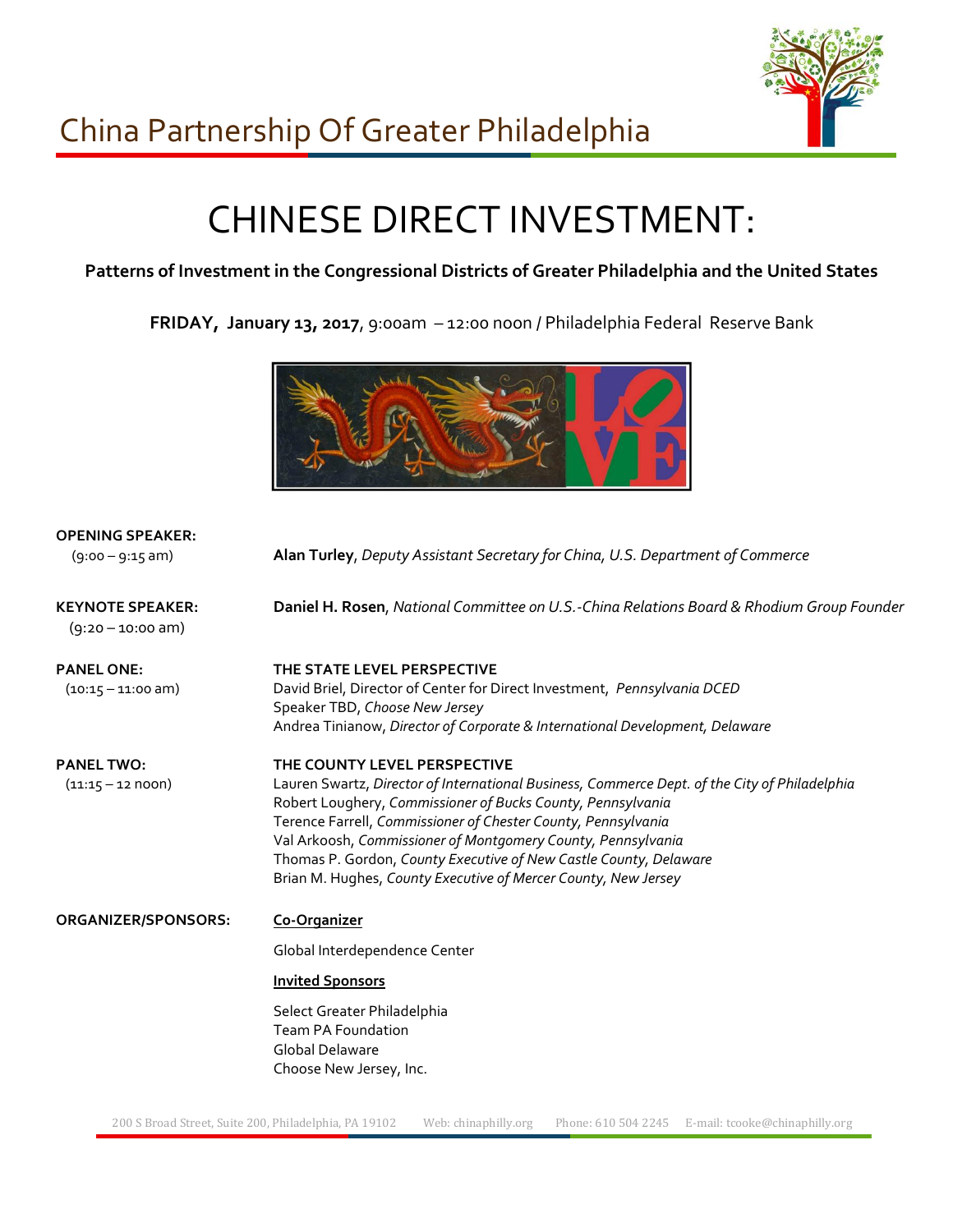# China Partnership Of Greater Philadelphia

# CHINESE DIRECT INVESTMENT:

**Patterns of Investment in the Congressional Districts of Greater Philadelphia and the United States**

**FRIDAY, January 13, 2017**, 9:00am – 12:00 noon / Philadelphia Federal Reserve Bank

**OPENING SPEAKER:**
(9:00 – 9:15 am)

**Alan Turley**, *Deputy Assistant Secretary for China, U.S. Department of Commerce*

**KEYNOTE SPEAKER:**
(9:20 – 10:00 am)

**Daniel H. Rosen**, *National Committee on U.S.-China Relations Board & Rhodium Group Founder*

**PANEL ONE:**
(10:15 – 11:00 am)

**THE STATE LEVEL PERSPECTIVE**

David Briel, Director of Center for Direct Investment, *Pennsylvania DCED*
Speaker TBD, *Choose New Jersey*
Andrea Tinianow, *Director of Corporate & International Development, Delaware*

**PANEL TWO:**
(11:15 – 12 noon)

**THE COUNTY LEVEL PERSPECTIVE**

Lauren Swartz, *Director of International Business, Commerce Dept. of the City of Philadelphia*
Robert Loughery, *Commissioner of Bucks County, Pennsylvania*
Terence Farrell, *Commissioner of Chester County, Pennsylvania*
Val Arkoosh, *Commissioner of Montgomery County, Pennsylvania*
Thomas P. Gordon, *County Executive of New Castle County, Delaware*
Brian M. Hughes, *County Executive of Mercer County, New Jersey*

**ORGANIZER/SPONSORS:**

**Co-Organizer**

Global Interdependence Center

**Invited Sponsors**

Select Greater Philadelphia
Team PA Foundation
Global Delaware
Choose New Jersey, Inc.

200 S Broad Street, Suite 200, Philadelphia, PA 19102  Web: chinaphilly.org  Phone: 610 504 2245  E-mail: tcooke@chinaphilly.org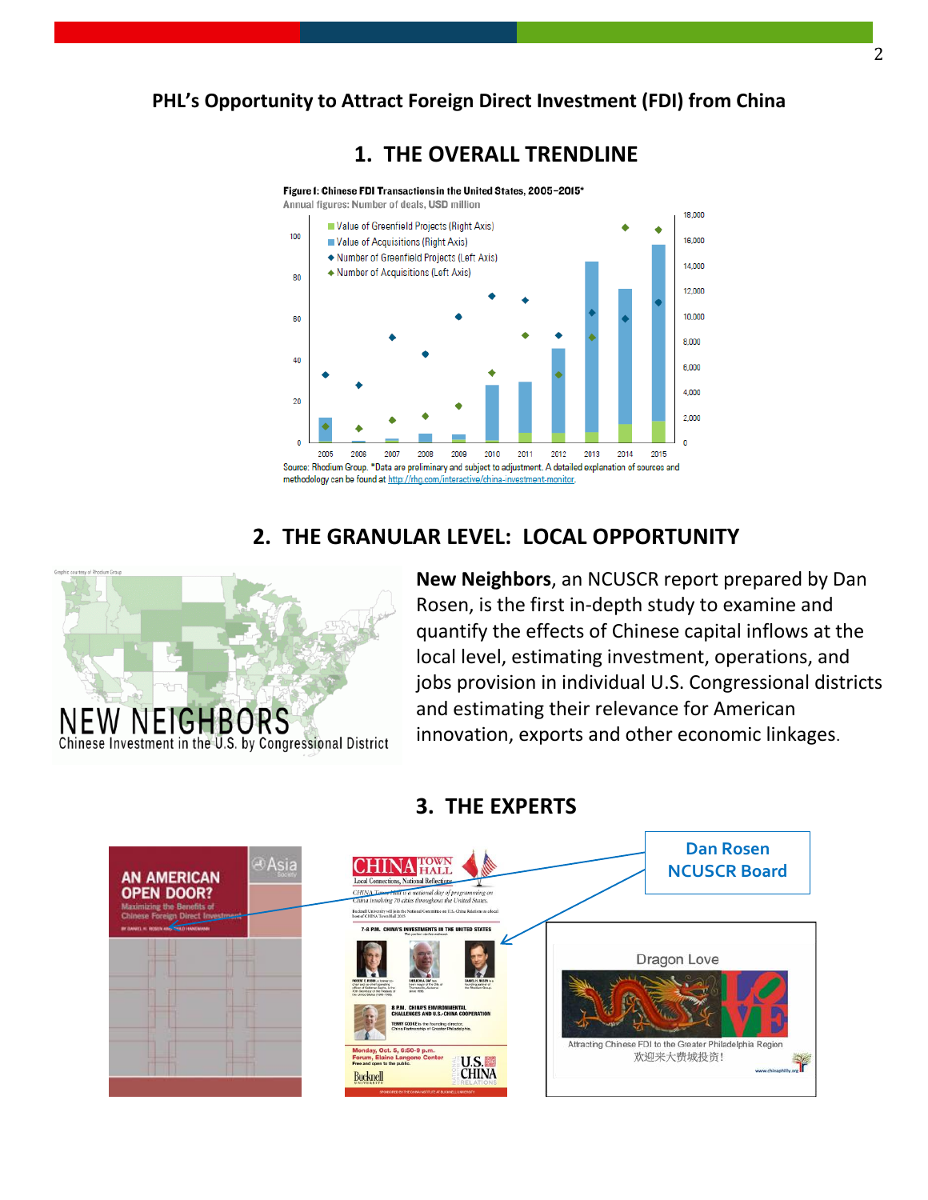## PHL's Opportunity to Attract Foreign Direct Investment (FDI) from China

### 1. THE OVERALL TRENDLINE

Figure I: Chinese FDI Transactions in the United States, 2005–2015*

Annual figures: Number of deals, USD million

Value of Greenfield Projects (Right Axis)

Value of Acquisitions (Right Axis)

Number of Greenfield Projects (Left Axis)

Number of Acquisitions (Left Axis)

0, 20, 40, 60, 80, 100

0, 2,000, 4,000, 6,000, 8,000, 10,000, 12,000, 14,000, 16,000, 18,000

2005, 2006, 2007, 2008, 2009, 2010, 2011, 2012, 2013, 2014, 2015

Source: Rhodium Group. *Data are preliminary and subject to adjustment. A detailed explanation of sources and methodology can be found at http://rhg.com/interactive/china-investment-monitor.

### 2. THE GRANULAR LEVEL: LOCAL OPPORTUNITY

Graphic courtesy of Rhodium Group

NEW NEIGHBORS

Chinese Investment in the U.S. by Congressional District

**New Neighbors**, an NCUSCR report prepared by Dan Rosen, is the first in-depth study to examine and quantify the effects of Chinese capital inflows at the local level, estimating investment, operations, and jobs provision in individual U.S. Congressional districts and estimating their relevance for American innovation, exports and other economic linkages.

### 3. THE EXPERTS

Dan Rosen
NCUSCR Board

AN AMERICAN OPEN DOOR?

Maximizing the Benefits of Chinese Foreign Direct Investment

Asia Society

CHINA TOWN HALL

Local Connections, National Reflections

7-8 P.M. CHINA'S INVESTMENTS IN THE UNITED STATES

8 P.M. CHINA'S ENVIRONMENTAL CHALLENGES AND U.S.-CHINA COOPERATION

Monday, Oct. 5, 6:50-9 p.m.
Forum, Elaine Langone Center
Free and open to the public.

Bucknell University

U.S. CHINA RELATIONS

Dragon Love

Attracting Chinese FDI to the Greater Philadelphia Region

欢迎来大费城投资!

www.chinaphilly.org